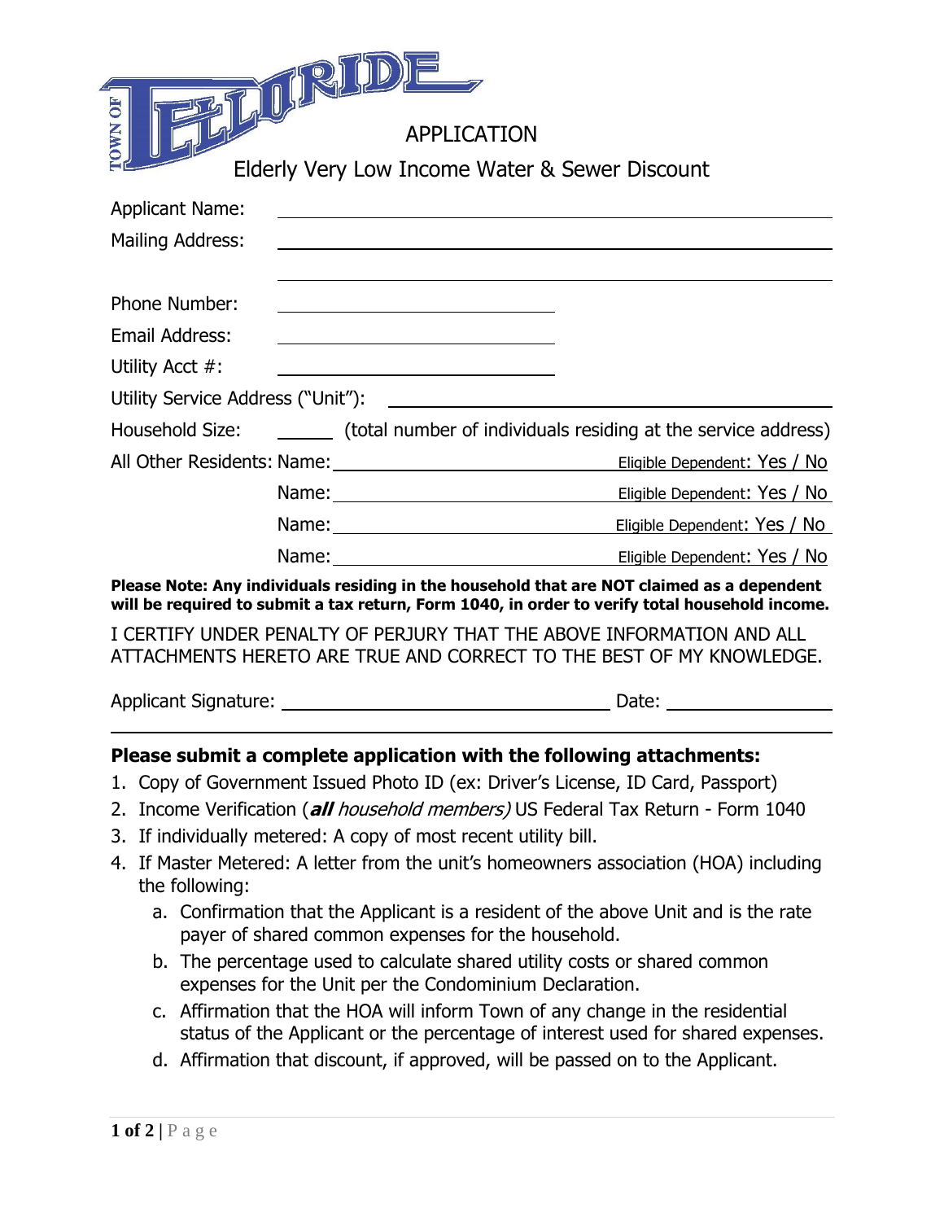TOWN OF TELLURIDE

# APPLICATION

## Elderly Very Low Income Water & Sewer Discount

Applicant Name: ______________________________

Mailing Address: ______________________________

______________________________

Phone Number: ______________________________

Email Address: ______________________________

Utility Acct #: ______________________________

Utility Service Address ("Unit"): ______________________________

Household Size: ______ (total number of individuals residing at the service address)

All Other Residents: Name: ______________________________ Eligible Dependent: Yes / No

Name: ______________________________ Eligible Dependent: Yes / No

Name: ______________________________ Eligible Dependent: Yes / No

Name: ______________________________ Eligible Dependent: Yes / No

**Please Note: Any individuals residing in the household that are NOT claimed as a dependent will be required to submit a tax return, Form 1040, in order to verify total household income.**

I CERTIFY UNDER PENALTY OF PERJURY THAT THE ABOVE INFORMATION AND ALL ATTACHMENTS HERETO ARE TRUE AND CORRECT TO THE BEST OF MY KNOWLEDGE.

Applicant Signature: ______________________________ Date: ______________

**Please submit a complete application with the following attachments:**

1. Copy of Government Issued Photo ID (ex: Driver's License, ID Card, Passport)
2. Income Verification (***all*** *household members)* US Federal Tax Return - Form 1040
3. If individually metered: A copy of most recent utility bill.
4. If Master Metered: A letter from the unit's homeowners association (HOA) including the following:
   a. Confirmation that the Applicant is a resident of the above Unit and is the rate payer of shared common expenses for the household.
   b. The percentage used to calculate shared utility costs or shared common expenses for the Unit per the Condominium Declaration.
   c. Affirmation that the HOA will inform Town of any change in the residential status of the Applicant or the percentage of interest used for shared expenses.
   d. Affirmation that discount, if approved, will be passed on to the Applicant.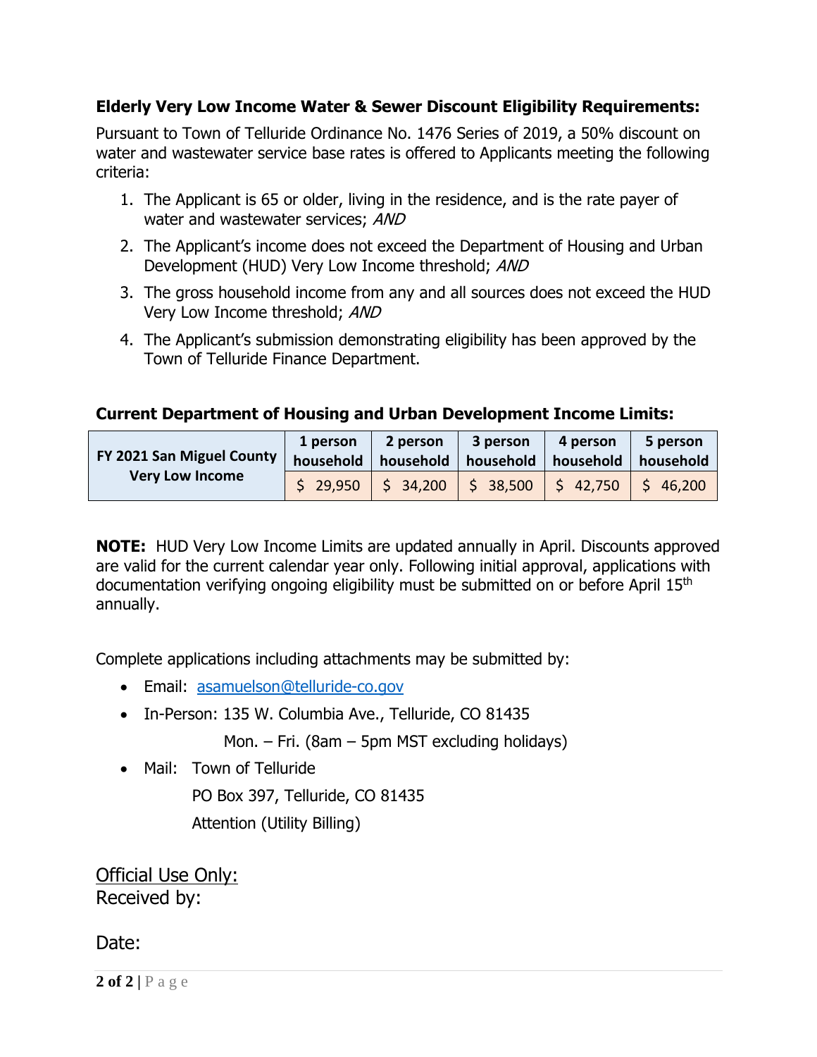### Elderly Very Low Income Water & Sewer Discount Eligibility Requirements:

Pursuant to Town of Telluride Ordinance No. 1476 Series of 2019, a 50% discount on water and wastewater service base rates is offered to Applicants meeting the following criteria:

1. The Applicant is 65 or older, living in the residence, and is the rate payer of water and wastewater services; *AND*
2. The Applicant's income does not exceed the Department of Housing and Urban Development (HUD) Very Low Income threshold; *AND*
3. The gross household income from any and all sources does not exceed the HUD Very Low Income threshold; *AND*
4. The Applicant's submission demonstrating eligibility has been approved by the Town of Telluride Finance Department.

### Current Department of Housing and Urban Development Income Limits:

| FY 2021 San Miguel County Very Low Income | 1 person household | 2 person household | 3 person household | 4 person household | 5 person household |
|---|---|---|---|---|---|
| | $ 29,950 | $ 34,200 | $ 38,500 | $ 42,750 | $ 46,200 |

**NOTE:** HUD Very Low Income Limits are updated annually in April. Discounts approved are valid for the current calendar year only. Following initial approval, applications with documentation verifying ongoing eligibility must be submitted on or before April 15th annually.

Complete applications including attachments may be submitted by:

- Email: asamuelson@telluride-co.gov
- In-Person: 135 W. Columbia Ave., Telluride, CO 81435

  Mon. – Fri. (8am – 5pm MST excluding holidays)
- Mail: Town of Telluride

  PO Box 397, Telluride, CO 81435

  Attention (Utility Billing)

Official Use Only:

Received by:

Date: